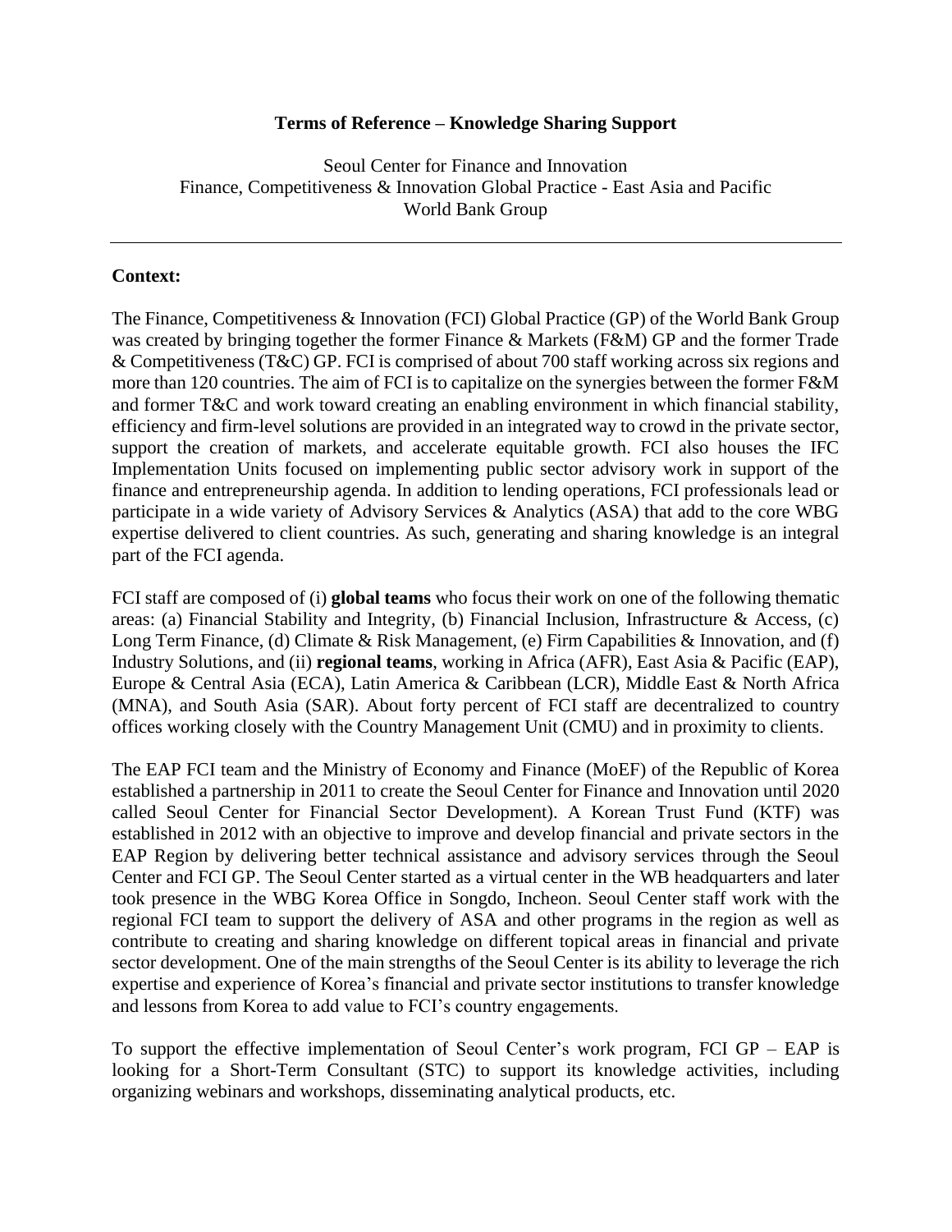**Terms of Reference – Knowledge Sharing Support**

Seoul Center for Finance and Innovation
Finance, Competitiveness & Innovation Global Practice - East Asia and Pacific
World Bank Group

---

**Context:**

The Finance, Competitiveness & Innovation (FCI) Global Practice (GP) of the World Bank Group was created by bringing together the former Finance & Markets (F&M) GP and the former Trade & Competitiveness (T&C) GP. FCI is comprised of about 700 staff working across six regions and more than 120 countries. The aim of FCI is to capitalize on the synergies between the former F&M and former T&C and work toward creating an enabling environment in which financial stability, efficiency and firm-level solutions are provided in an integrated way to crowd in the private sector, support the creation of markets, and accelerate equitable growth. FCI also houses the IFC Implementation Units focused on implementing public sector advisory work in support of the finance and entrepreneurship agenda. In addition to lending operations, FCI professionals lead or participate in a wide variety of Advisory Services & Analytics (ASA) that add to the core WBG expertise delivered to client countries. As such, generating and sharing knowledge is an integral part of the FCI agenda.

FCI staff are composed of (i) **global teams** who focus their work on one of the following thematic areas: (a) Financial Stability and Integrity, (b) Financial Inclusion, Infrastructure & Access, (c) Long Term Finance, (d) Climate & Risk Management, (e) Firm Capabilities & Innovation, and (f) Industry Solutions, and (ii) **regional teams**, working in Africa (AFR), East Asia & Pacific (EAP), Europe & Central Asia (ECA), Latin America & Caribbean (LCR), Middle East & North Africa (MNA), and South Asia (SAR). About forty percent of FCI staff are decentralized to country offices working closely with the Country Management Unit (CMU) and in proximity to clients.

The EAP FCI team and the Ministry of Economy and Finance (MoEF) of the Republic of Korea established a partnership in 2011 to create the Seoul Center for Finance and Innovation until 2020 called Seoul Center for Financial Sector Development). A Korean Trust Fund (KTF) was established in 2012 with an objective to improve and develop financial and private sectors in the EAP Region by delivering better technical assistance and advisory services through the Seoul Center and FCI GP. The Seoul Center started as a virtual center in the WB headquarters and later took presence in the WBG Korea Office in Songdo, Incheon. Seoul Center staff work with the regional FCI team to support the delivery of ASA and other programs in the region as well as contribute to creating and sharing knowledge on different topical areas in financial and private sector development. One of the main strengths of the Seoul Center is its ability to leverage the rich expertise and experience of Korea's financial and private sector institutions to transfer knowledge and lessons from Korea to add value to FCI's country engagements.

To support the effective implementation of Seoul Center's work program, FCI GP – EAP is looking for a Short-Term Consultant (STC) to support its knowledge activities, including organizing webinars and workshops, disseminating analytical products, etc.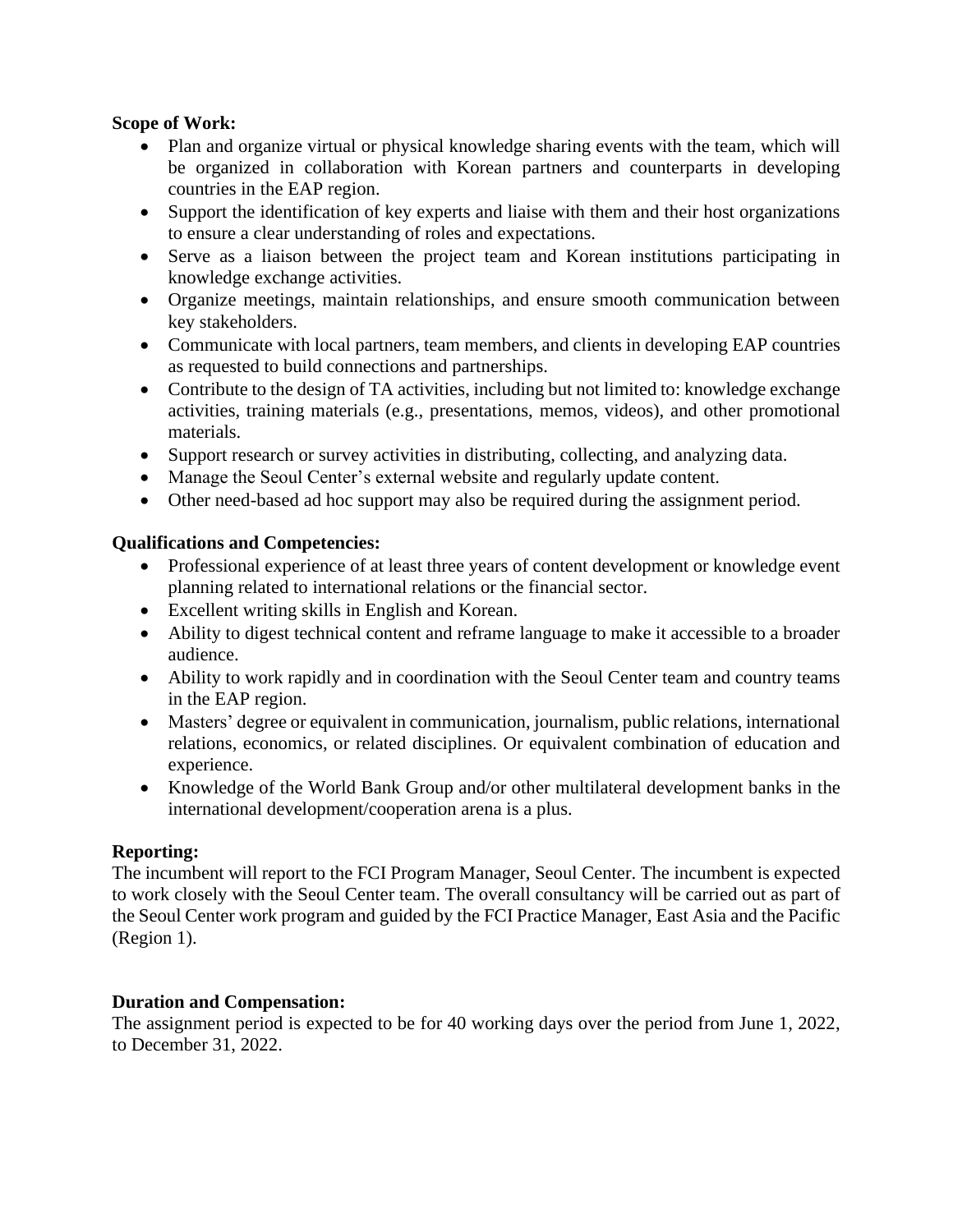**Scope of Work:**

- Plan and organize virtual or physical knowledge sharing events with the team, which will be organized in collaboration with Korean partners and counterparts in developing countries in the EAP region.
- Support the identification of key experts and liaise with them and their host organizations to ensure a clear understanding of roles and expectations.
- Serve as a liaison between the project team and Korean institutions participating in knowledge exchange activities.
- Organize meetings, maintain relationships, and ensure smooth communication between key stakeholders.
- Communicate with local partners, team members, and clients in developing EAP countries as requested to build connections and partnerships.
- Contribute to the design of TA activities, including but not limited to: knowledge exchange activities, training materials (e.g., presentations, memos, videos), and other promotional materials.
- Support research or survey activities in distributing, collecting, and analyzing data.
- Manage the Seoul Center's external website and regularly update content.
- Other need-based ad hoc support may also be required during the assignment period.

**Qualifications and Competencies:**

- Professional experience of at least three years of content development or knowledge event planning related to international relations or the financial sector.
- Excellent writing skills in English and Korean.
- Ability to digest technical content and reframe language to make it accessible to a broader audience.
- Ability to work rapidly and in coordination with the Seoul Center team and country teams in the EAP region.
- Masters' degree or equivalent in communication, journalism, public relations, international relations, economics, or related disciplines. Or equivalent combination of education and experience.
- Knowledge of the World Bank Group and/or other multilateral development banks in the international development/cooperation arena is a plus.

**Reporting:**

The incumbent will report to the FCI Program Manager, Seoul Center. The incumbent is expected to work closely with the Seoul Center team. The overall consultancy will be carried out as part of the Seoul Center work program and guided by the FCI Practice Manager, East Asia and the Pacific (Region 1).

**Duration and Compensation:**

The assignment period is expected to be for 40 working days over the period from June 1, 2022, to December 31, 2022.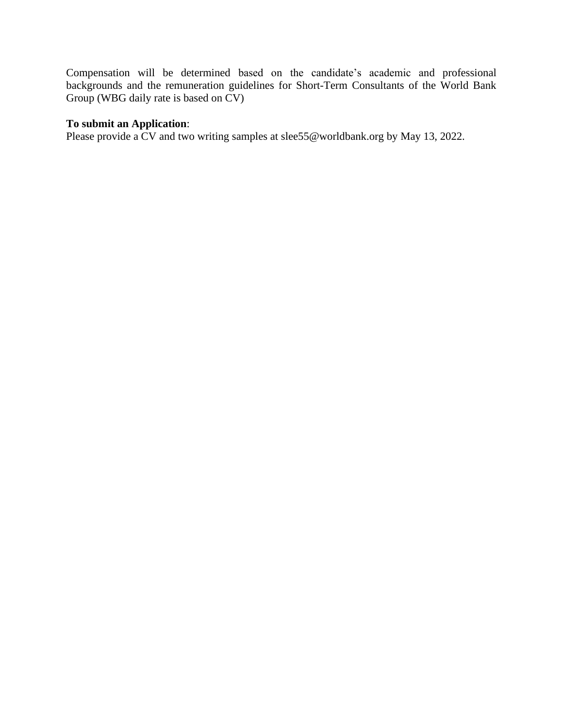Compensation will be determined based on the candidate's academic and professional backgrounds and the remuneration guidelines for Short-Term Consultants of the World Bank Group (WBG daily rate is based on CV)

**To submit an Application**:
Please provide a CV and two writing samples at slee55@worldbank.org by May 13, 2022.